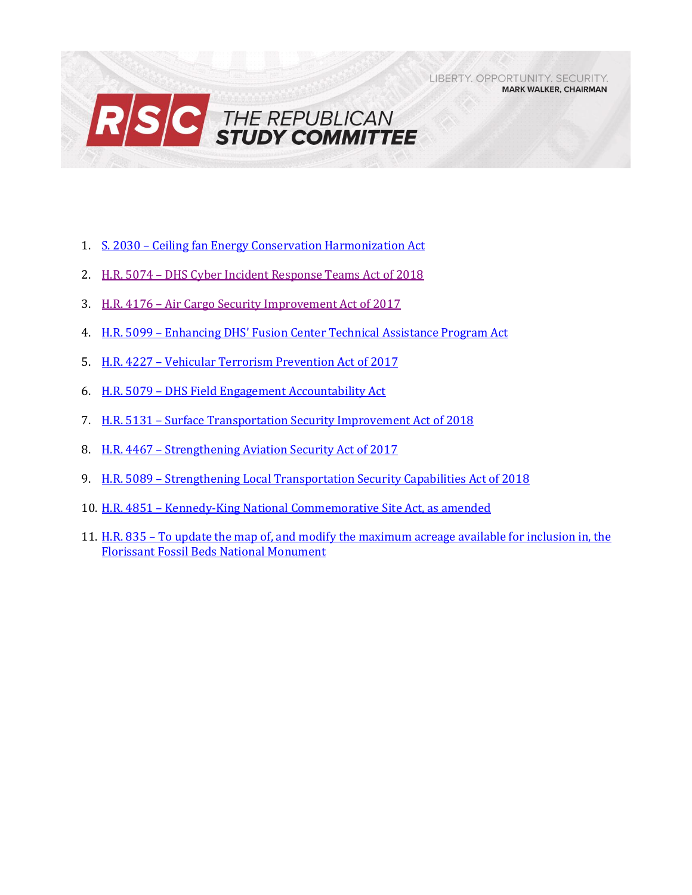# THE REPUBLICAN STUDY COMMITTEE

LIBERTY. OPPORTUNITY. SECURITY.
**MARK WALKER, CHAIRMAN**

1. S. 2030 – Ceiling fan Energy Conservation Harmonization Act
2. H.R. 5074 – DHS Cyber Incident Response Teams Act of 2018
3. H.R. 4176 – Air Cargo Security Improvement Act of 2017
4. H.R. 5099 – Enhancing DHS' Fusion Center Technical Assistance Program Act
5. H.R. 4227 – Vehicular Terrorism Prevention Act of 2017
6. H.R. 5079 – DHS Field Engagement Accountability Act
7. H.R. 5131 – Surface Transportation Security Improvement Act of 2018
8. H.R. 4467 – Strengthening Aviation Security Act of 2017
9. H.R. 5089 – Strengthening Local Transportation Security Capabilities Act of 2018
10. H.R. 4851 – Kennedy-King National Commemorative Site Act, as amended
11. H.R. 835 – To update the map of, and modify the maximum acreage available for inclusion in, the Florissant Fossil Beds National Monument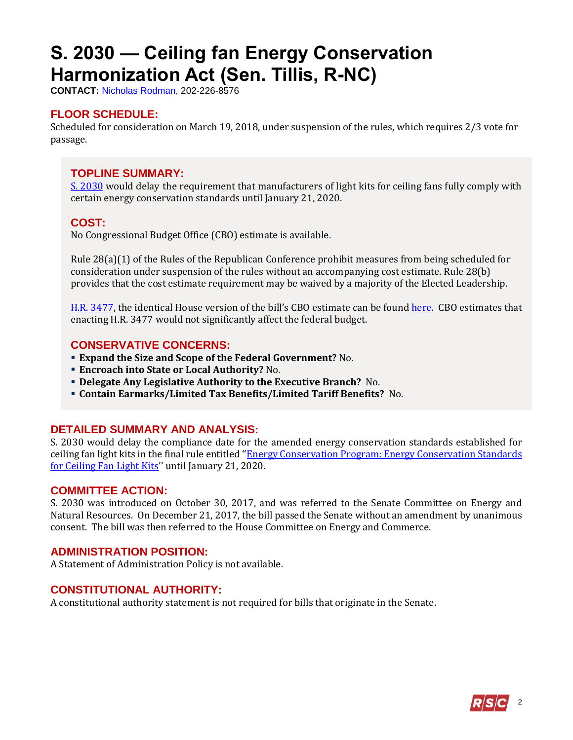# S. 2030 — Ceiling fan Energy Conservation Harmonization Act (Sen. Tillis, R-NC)

**CONTACT:** Nicholas Rodman, 202-226-8576

## FLOOR SCHEDULE:

Scheduled for consideration on March 19, 2018, under suspension of the rules, which requires 2/3 vote for passage.

## TOPLINE SUMMARY:

S. 2030 would delay the requirement that manufacturers of light kits for ceiling fans fully comply with certain energy conservation standards until January 21, 2020.

## COST:

No Congressional Budget Office (CBO) estimate is available.

Rule 28(a)(1) of the Rules of the Republican Conference prohibit measures from being scheduled for consideration under suspension of the rules without an accompanying cost estimate. Rule 28(b) provides that the cost estimate requirement may be waived by a majority of the Elected Leadership.

H.R. 3477, the identical House version of the bill's CBO estimate can be found here. CBO estimates that enacting H.R. 3477 would not significantly affect the federal budget.

## CONSERVATIVE CONCERNS:

- **Expand the Size and Scope of the Federal Government?** No.
- **Encroach into State or Local Authority?** No.
- **Delegate Any Legislative Authority to the Executive Branch?** No.
- **Contain Earmarks/Limited Tax Benefits/Limited Tariff Benefits?** No.

## DETAILED SUMMARY AND ANALYSIS:

S. 2030 would delay the compliance date for the amended energy conservation standards established for ceiling fan light kits in the final rule entitled "Energy Conservation Program: Energy Conservation Standards for Ceiling Fan Light Kits'' until January 21, 2020.

## COMMITTEE ACTION:

S. 2030 was introduced on October 30, 2017, and was referred to the Senate Committee on Energy and Natural Resources. On December 21, 2017, the bill passed the Senate without an amendment by unanimous consent. The bill was then referred to the House Committee on Energy and Commerce.

## ADMINISTRATION POSITION:

A Statement of Administration Policy is not available.

## CONSTITUTIONAL AUTHORITY:

A constitutional authority statement is not required for bills that originate in the Senate.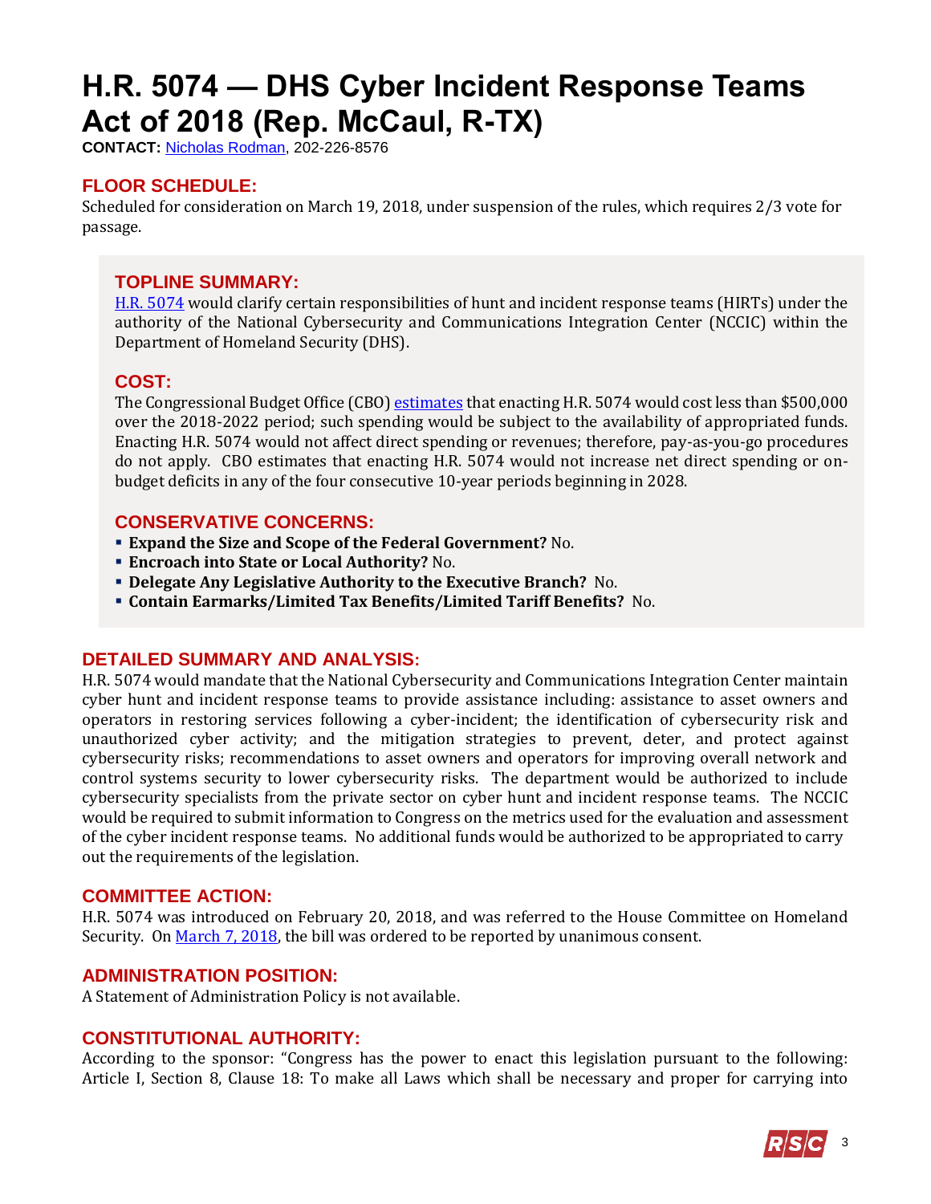# H.R. 5074 — DHS Cyber Incident Response Teams Act of 2018 (Rep. McCaul, R-TX)

**CONTACT:** Nicholas Rodman, 202-226-8576

## FLOOR SCHEDULE:

Scheduled for consideration on March 19, 2018, under suspension of the rules, which requires 2/3 vote for passage.

## TOPLINE SUMMARY:

H.R. 5074 would clarify certain responsibilities of hunt and incident response teams (HIRTs) under the authority of the National Cybersecurity and Communications Integration Center (NCCIC) within the Department of Homeland Security (DHS).

## COST:

The Congressional Budget Office (CBO) estimates that enacting H.R. 5074 would cost less than $500,000 over the 2018-2022 period; such spending would be subject to the availability of appropriated funds. Enacting H.R. 5074 would not affect direct spending or revenues; therefore, pay-as-you-go procedures do not apply. CBO estimates that enacting H.R. 5074 would not increase net direct spending or on-budget deficits in any of the four consecutive 10-year periods beginning in 2028.

## CONSERVATIVE CONCERNS:

- **Expand the Size and Scope of the Federal Government?** No.
- **Encroach into State or Local Authority?** No.
- **Delegate Any Legislative Authority to the Executive Branch?** No.
- **Contain Earmarks/Limited Tax Benefits/Limited Tariff Benefits?** No.

## DETAILED SUMMARY AND ANALYSIS:

H.R. 5074 would mandate that the National Cybersecurity and Communications Integration Center maintain cyber hunt and incident response teams to provide assistance including: assistance to asset owners and operators in restoring services following a cyber-incident; the identification of cybersecurity risk and unauthorized cyber activity; and the mitigation strategies to prevent, deter, and protect against cybersecurity risks; recommendations to asset owners and operators for improving overall network and control systems security to lower cybersecurity risks. The department would be authorized to include cybersecurity specialists from the private sector on cyber hunt and incident response teams. The NCCIC would be required to submit information to Congress on the metrics used for the evaluation and assessment of the cyber incident response teams. No additional funds would be authorized to be appropriated to carry out the requirements of the legislation.

## COMMITTEE ACTION:

H.R. 5074 was introduced on February 20, 2018, and was referred to the House Committee on Homeland Security. On March 7, 2018, the bill was ordered to be reported by unanimous consent.

## ADMINISTRATION POSITION:

A Statement of Administration Policy is not available.

## CONSTITUTIONAL AUTHORITY:

According to the sponsor: "Congress has the power to enact this legislation pursuant to the following: Article I, Section 8, Clause 18: To make all Laws which shall be necessary and proper for carrying into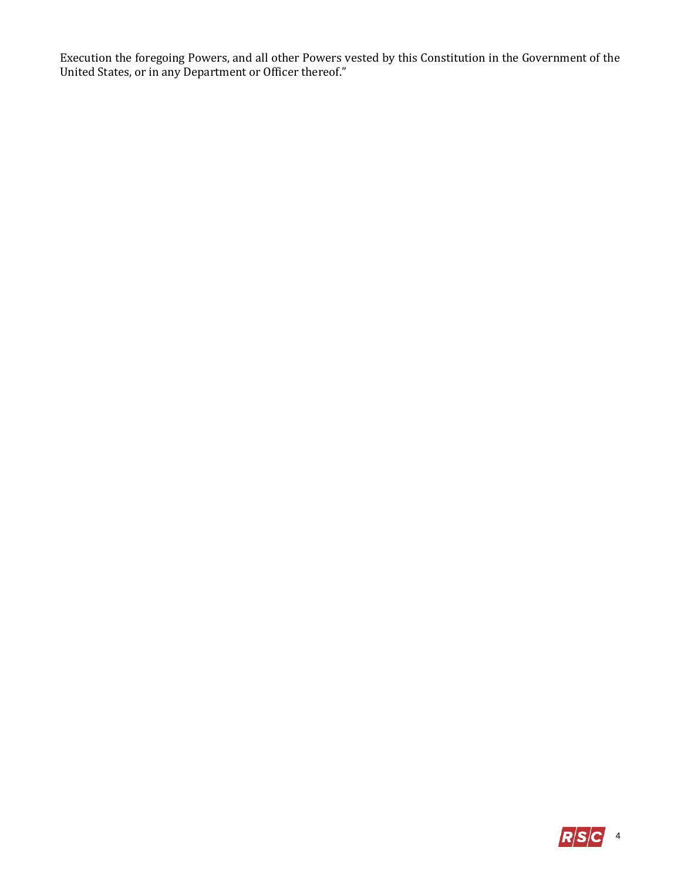Execution the foregoing Powers, and all other Powers vested by this Constitution in the Government of the United States, or in any Department or Officer thereof."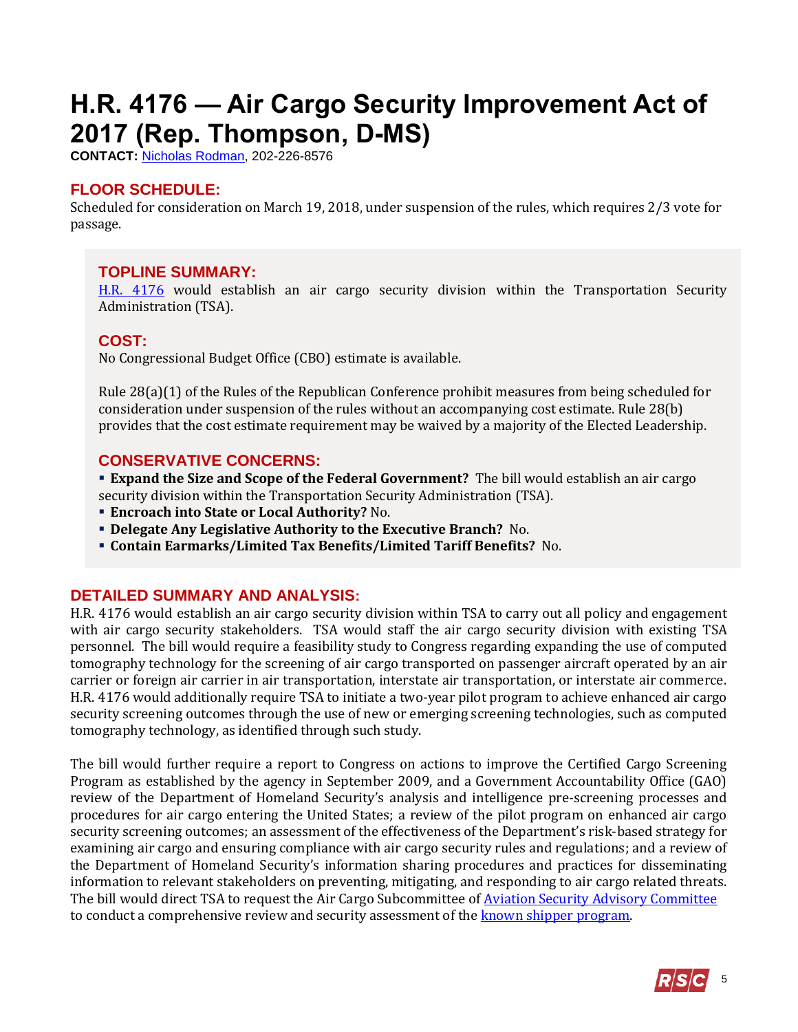# H.R. 4176 — Air Cargo Security Improvement Act of 2017 (Rep. Thompson, D-MS)

**CONTACT:** Nicholas Rodman, 202-226-8576

## FLOOR SCHEDULE:

Scheduled for consideration on March 19, 2018, under suspension of the rules, which requires 2/3 vote for passage.

## TOPLINE SUMMARY:

H.R. 4176 would establish an air cargo security division within the Transportation Security Administration (TSA).

## COST:

No Congressional Budget Office (CBO) estimate is available.

Rule 28(a)(1) of the Rules of the Republican Conference prohibit measures from being scheduled for consideration under suspension of the rules without an accompanying cost estimate. Rule 28(b) provides that the cost estimate requirement may be waived by a majority of the Elected Leadership.

## CONSERVATIVE CONCERNS:

- **Expand the Size and Scope of the Federal Government?** The bill would establish an air cargo security division within the Transportation Security Administration (TSA).
- **Encroach into State or Local Authority?** No.
- **Delegate Any Legislative Authority to the Executive Branch?** No.
- **Contain Earmarks/Limited Tax Benefits/Limited Tariff Benefits?** No.

## DETAILED SUMMARY AND ANALYSIS:

H.R. 4176 would establish an air cargo security division within TSA to carry out all policy and engagement with air cargo security stakeholders. TSA would staff the air cargo security division with existing TSA personnel. The bill would require a feasibility study to Congress regarding expanding the use of computed tomography technology for the screening of air cargo transported on passenger aircraft operated by an air carrier or foreign air carrier in air transportation, interstate air transportation, or interstate air commerce. H.R. 4176 would additionally require TSA to initiate a two-year pilot program to achieve enhanced air cargo security screening outcomes through the use of new or emerging screening technologies, such as computed tomography technology, as identified through such study.

The bill would further require a report to Congress on actions to improve the Certified Cargo Screening Program as established by the agency in September 2009, and a Government Accountability Office (GAO) review of the Department of Homeland Security's analysis and intelligence pre-screening processes and procedures for air cargo entering the United States; a review of the pilot program on enhanced air cargo security screening outcomes; an assessment of the effectiveness of the Department's risk-based strategy for examining air cargo and ensuring compliance with air cargo security rules and regulations; and a review of the Department of Homeland Security's information sharing procedures and practices for disseminating information to relevant stakeholders on preventing, mitigating, and responding to air cargo related threats. The bill would direct TSA to request the Air Cargo Subcommittee of Aviation Security Advisory Committee to conduct a comprehensive review and security assessment of the known shipper program.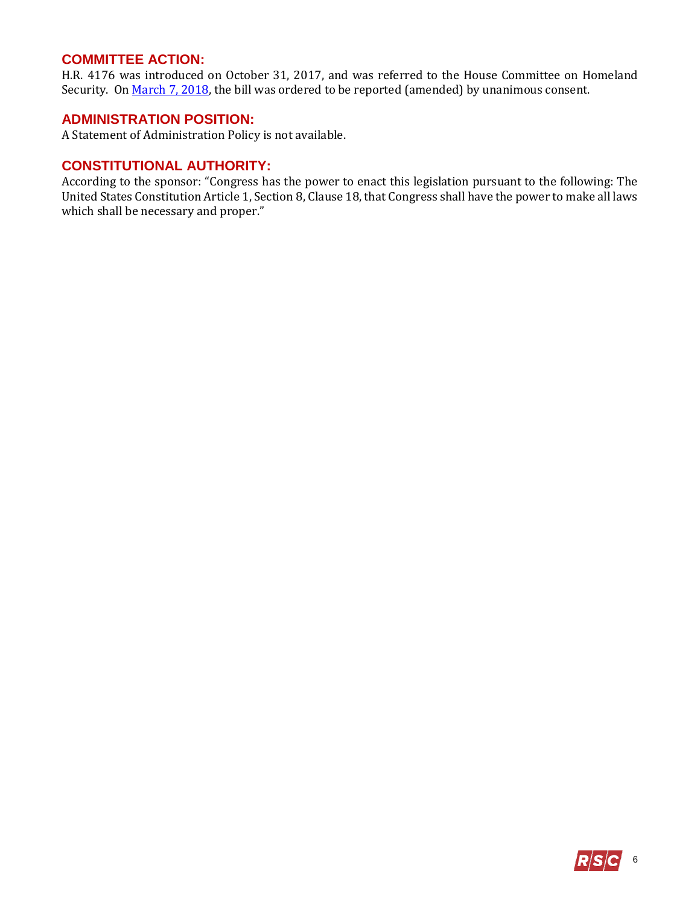## COMMITTEE ACTION:

H.R. 4176 was introduced on October 31, 2017, and was referred to the House Committee on Homeland Security. On March 7, 2018, the bill was ordered to be reported (amended) by unanimous consent.

## ADMINISTRATION POSITION:

A Statement of Administration Policy is not available.

## CONSTITUTIONAL AUTHORITY:

According to the sponsor: "Congress has the power to enact this legislation pursuant to the following: The United States Constitution Article 1, Section 8, Clause 18, that Congress shall have the power to make all laws which shall be necessary and proper."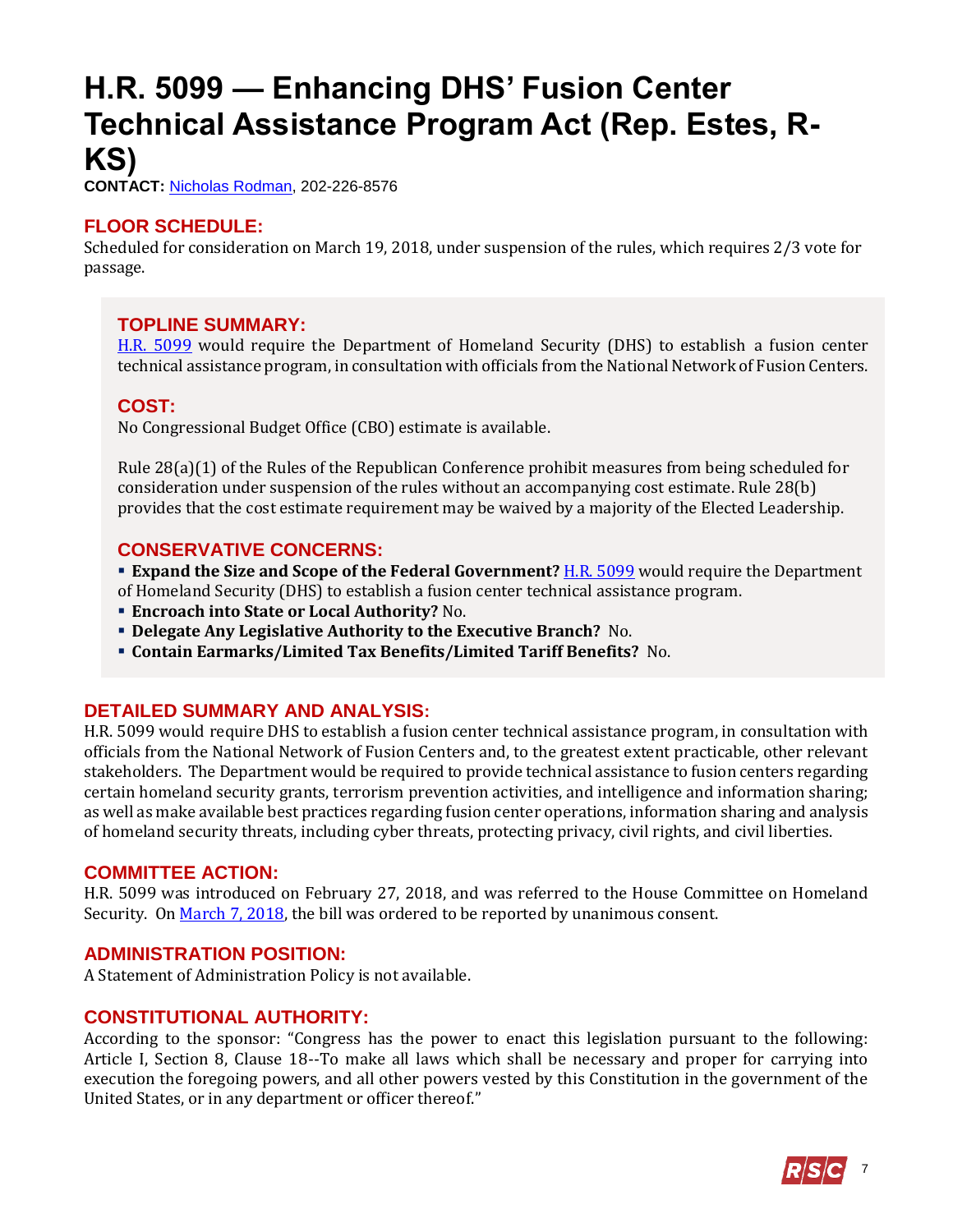# H.R. 5099 — Enhancing DHS' Fusion Center Technical Assistance Program Act (Rep. Estes, R-KS)

**CONTACT:** Nicholas Rodman, 202-226-8576

## FLOOR SCHEDULE:

Scheduled for consideration on March 19, 2018, under suspension of the rules, which requires 2/3 vote for passage.

## TOPLINE SUMMARY:

H.R. 5099 would require the Department of Homeland Security (DHS) to establish a fusion center technical assistance program, in consultation with officials from the National Network of Fusion Centers.

## COST:

No Congressional Budget Office (CBO) estimate is available.

Rule 28(a)(1) of the Rules of the Republican Conference prohibit measures from being scheduled for consideration under suspension of the rules without an accompanying cost estimate. Rule 28(b) provides that the cost estimate requirement may be waived by a majority of the Elected Leadership.

## CONSERVATIVE CONCERNS:

- **Expand the Size and Scope of the Federal Government?** H.R. 5099 would require the Department of Homeland Security (DHS) to establish a fusion center technical assistance program.
- **Encroach into State or Local Authority?** No.
- **Delegate Any Legislative Authority to the Executive Branch?** No.
- **Contain Earmarks/Limited Tax Benefits/Limited Tariff Benefits?** No.

## DETAILED SUMMARY AND ANALYSIS:

H.R. 5099 would require DHS to establish a fusion center technical assistance program, in consultation with officials from the National Network of Fusion Centers and, to the greatest extent practicable, other relevant stakeholders. The Department would be required to provide technical assistance to fusion centers regarding certain homeland security grants, terrorism prevention activities, and intelligence and information sharing; as well as make available best practices regarding fusion center operations, information sharing and analysis of homeland security threats, including cyber threats, protecting privacy, civil rights, and civil liberties.

## COMMITTEE ACTION:

H.R. 5099 was introduced on February 27, 2018, and was referred to the House Committee on Homeland Security. On March 7, 2018, the bill was ordered to be reported by unanimous consent.

## ADMINISTRATION POSITION:

A Statement of Administration Policy is not available.

## CONSTITUTIONAL AUTHORITY:

According to the sponsor: "Congress has the power to enact this legislation pursuant to the following: Article I, Section 8, Clause 18--To make all laws which shall be necessary and proper for carrying into execution the foregoing powers, and all other powers vested by this Constitution in the government of the United States, or in any department or officer thereof."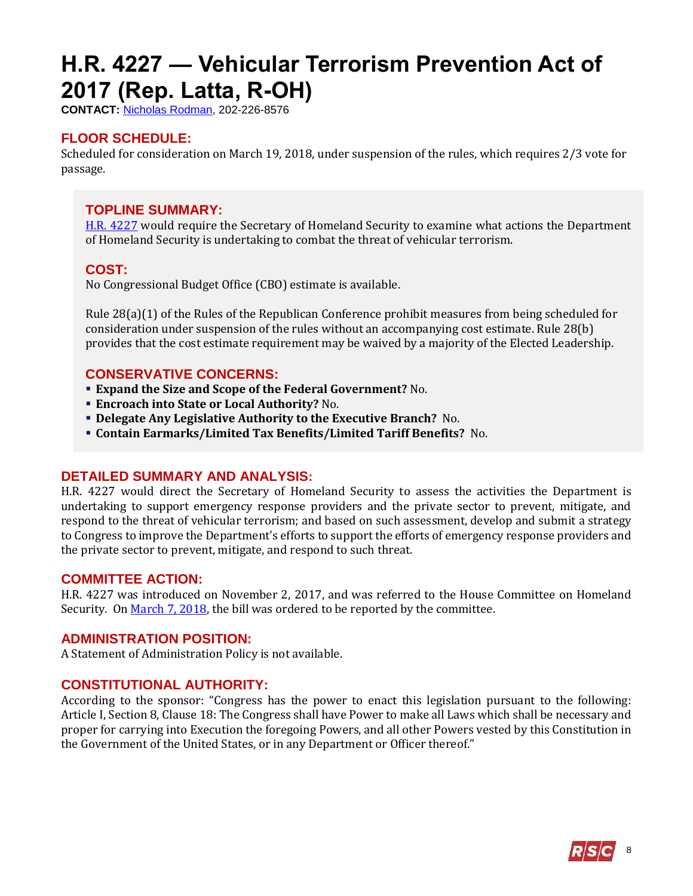# H.R. 4227 — Vehicular Terrorism Prevention Act of 2017 (Rep. Latta, R-OH)

**CONTACT:** Nicholas Rodman, 202-226-8576

## FLOOR SCHEDULE:

Scheduled for consideration on March 19, 2018, under suspension of the rules, which requires 2/3 vote for passage.

## TOPLINE SUMMARY:

H.R. 4227 would require the Secretary of Homeland Security to examine what actions the Department of Homeland Security is undertaking to combat the threat of vehicular terrorism.

## COST:

No Congressional Budget Office (CBO) estimate is available.

Rule 28(a)(1) of the Rules of the Republican Conference prohibit measures from being scheduled for consideration under suspension of the rules without an accompanying cost estimate. Rule 28(b) provides that the cost estimate requirement may be waived by a majority of the Elected Leadership.

## CONSERVATIVE CONCERNS:

- **Expand the Size and Scope of the Federal Government?** No.
- **Encroach into State or Local Authority?** No.
- **Delegate Any Legislative Authority to the Executive Branch?** No.
- **Contain Earmarks/Limited Tax Benefits/Limited Tariff Benefits?** No.

## DETAILED SUMMARY AND ANALYSIS:

H.R. 4227 would direct the Secretary of Homeland Security to assess the activities the Department is undertaking to support emergency response providers and the private sector to prevent, mitigate, and respond to the threat of vehicular terrorism; and based on such assessment, develop and submit a strategy to Congress to improve the Department's efforts to support the efforts of emergency response providers and the private sector to prevent, mitigate, and respond to such threat.

## COMMITTEE ACTION:

H.R. 4227 was introduced on November 2, 2017, and was referred to the House Committee on Homeland Security. On March 7, 2018, the bill was ordered to be reported by the committee.

## ADMINISTRATION POSITION:

A Statement of Administration Policy is not available.

## CONSTITUTIONAL AUTHORITY:

According to the sponsor: "Congress has the power to enact this legislation pursuant to the following: Article I, Section 8, Clause 18: The Congress shall have Power to make all Laws which shall be necessary and proper for carrying into Execution the foregoing Powers, and all other Powers vested by this Constitution in the Government of the United States, or in any Department or Officer thereof."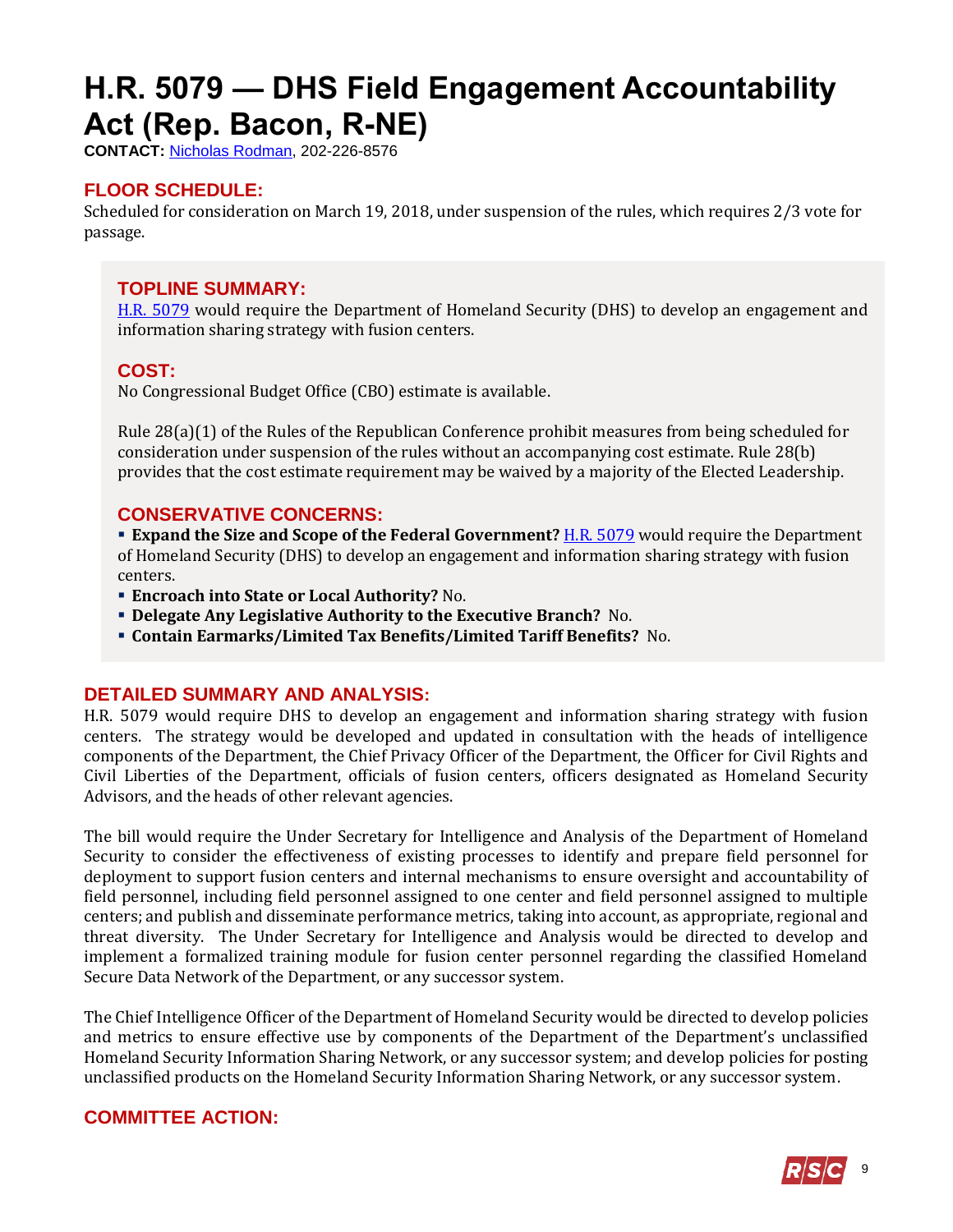# H.R. 5079 — DHS Field Engagement Accountability Act (Rep. Bacon, R-NE)

**CONTACT:** Nicholas Rodman, 202-226-8576

## FLOOR SCHEDULE:

Scheduled for consideration on March 19, 2018, under suspension of the rules, which requires 2/3 vote for passage.

## TOPLINE SUMMARY:

H.R. 5079 would require the Department of Homeland Security (DHS) to develop an engagement and information sharing strategy with fusion centers.

## COST:

No Congressional Budget Office (CBO) estimate is available.

Rule 28(a)(1) of the Rules of the Republican Conference prohibit measures from being scheduled for consideration under suspension of the rules without an accompanying cost estimate. Rule 28(b) provides that the cost estimate requirement may be waived by a majority of the Elected Leadership.

## CONSERVATIVE CONCERNS:

- **Expand the Size and Scope of the Federal Government?** H.R. 5079 would require the Department of Homeland Security (DHS) to develop an engagement and information sharing strategy with fusion centers.
- **Encroach into State or Local Authority?** No.
- **Delegate Any Legislative Authority to the Executive Branch?** No.
- **Contain Earmarks/Limited Tax Benefits/Limited Tariff Benefits?** No.

## DETAILED SUMMARY AND ANALYSIS:

H.R. 5079 would require DHS to develop an engagement and information sharing strategy with fusion centers. The strategy would be developed and updated in consultation with the heads of intelligence components of the Department, the Chief Privacy Officer of the Department, the Officer for Civil Rights and Civil Liberties of the Department, officials of fusion centers, officers designated as Homeland Security Advisors, and the heads of other relevant agencies.

The bill would require the Under Secretary for Intelligence and Analysis of the Department of Homeland Security to consider the effectiveness of existing processes to identify and prepare field personnel for deployment to support fusion centers and internal mechanisms to ensure oversight and accountability of field personnel, including field personnel assigned to one center and field personnel assigned to multiple centers; and publish and disseminate performance metrics, taking into account, as appropriate, regional and threat diversity. The Under Secretary for Intelligence and Analysis would be directed to develop and implement a formalized training module for fusion center personnel regarding the classified Homeland Secure Data Network of the Department, or any successor system.

The Chief Intelligence Officer of the Department of Homeland Security would be directed to develop policies and metrics to ensure effective use by components of the Department of the Department's unclassified Homeland Security Information Sharing Network, or any successor system; and develop policies for posting unclassified products on the Homeland Security Information Sharing Network, or any successor system.

## COMMITTEE ACTION: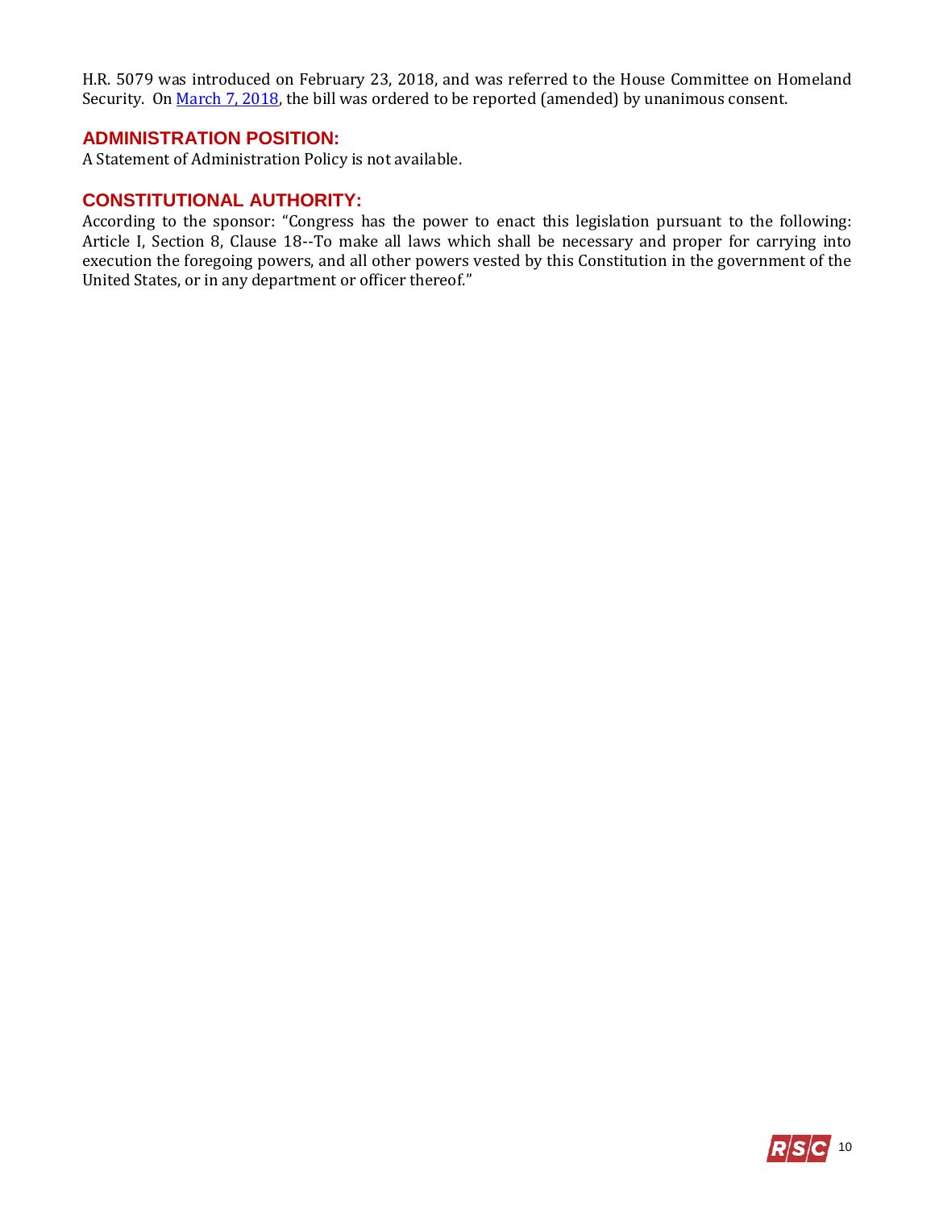H.R. 5079 was introduced on February 23, 2018, and was referred to the House Committee on Homeland Security. On [March 7, 2018](), the bill was ordered to be reported (amended) by unanimous consent.

## ADMINISTRATION POSITION:

A Statement of Administration Policy is not available.

## CONSTITUTIONAL AUTHORITY:

According to the sponsor: "Congress has the power to enact this legislation pursuant to the following: Article I, Section 8, Clause 18--To make all laws which shall be necessary and proper for carrying into execution the foregoing powers, and all other powers vested by this Constitution in the government of the United States, or in any department or officer thereof."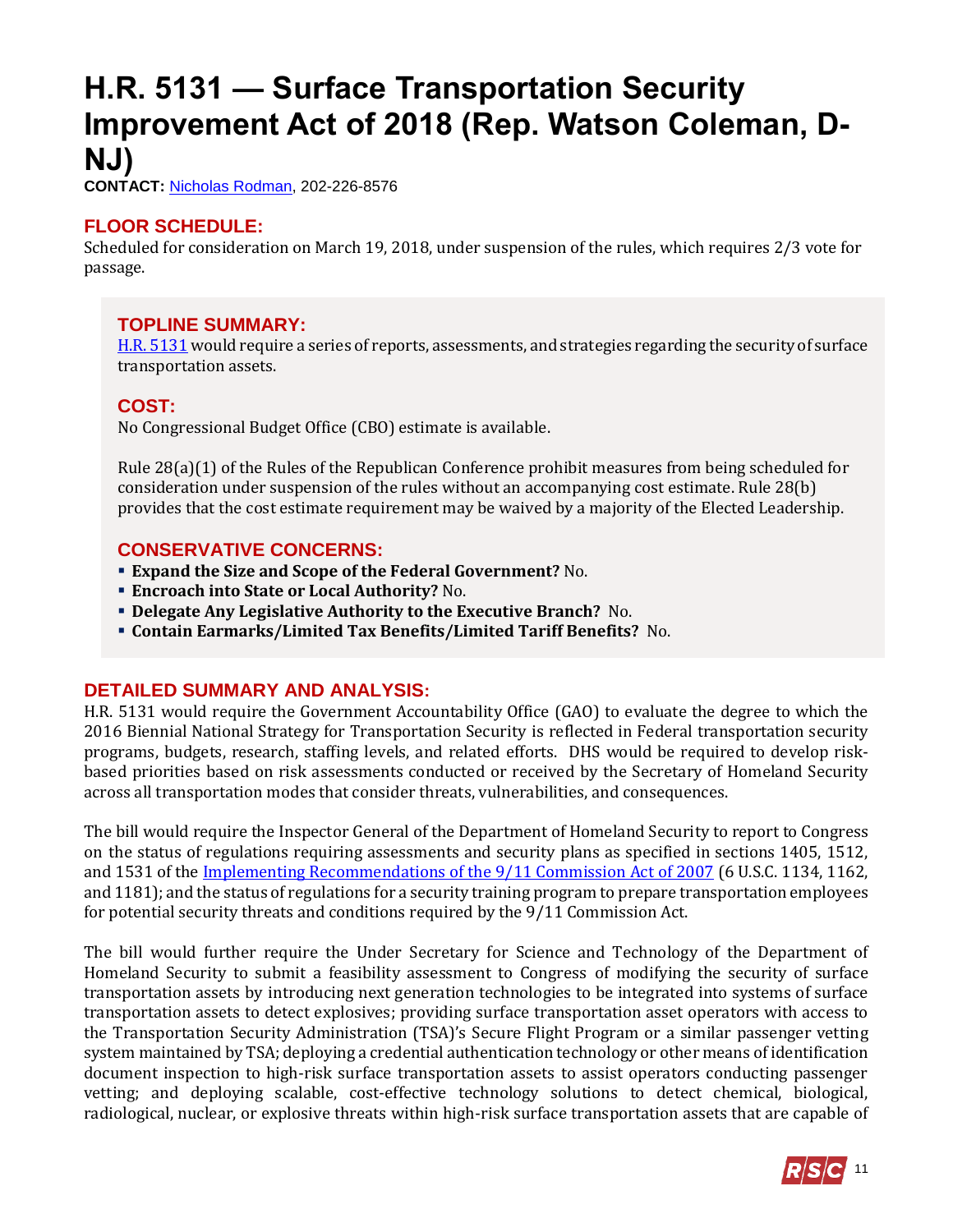# H.R. 5131 — Surface Transportation Security Improvement Act of 2018 (Rep. Watson Coleman, D-NJ)

**CONTACT:** [Nicholas Rodman](), 202-226-8576

## FLOOR SCHEDULE:

Scheduled for consideration on March 19, 2018, under suspension of the rules, which requires 2/3 vote for passage.

## TOPLINE SUMMARY:

[H.R. 5131]() would require a series of reports, assessments, and strategies regarding the security of surface transportation assets.

## COST:

No Congressional Budget Office (CBO) estimate is available.

Rule 28(a)(1) of the Rules of the Republican Conference prohibit measures from being scheduled for consideration under suspension of the rules without an accompanying cost estimate. Rule 28(b) provides that the cost estimate requirement may be waived by a majority of the Elected Leadership.

## CONSERVATIVE CONCERNS:

- **Expand the Size and Scope of the Federal Government?** No.
- **Encroach into State or Local Authority?** No.
- **Delegate Any Legislative Authority to the Executive Branch?** No.
- **Contain Earmarks/Limited Tax Benefits/Limited Tariff Benefits?** No.

## DETAILED SUMMARY AND ANALYSIS:

H.R. 5131 would require the Government Accountability Office (GAO) to evaluate the degree to which the 2016 Biennial National Strategy for Transportation Security is reflected in Federal transportation security programs, budgets, research, staffing levels, and related efforts. DHS would be required to develop risk-based priorities based on risk assessments conducted or received by the Secretary of Homeland Security across all transportation modes that consider threats, vulnerabilities, and consequences.

The bill would require the Inspector General of the Department of Homeland Security to report to Congress on the status of regulations requiring assessments and security plans as specified in sections 1405, 1512, and 1531 of the [Implementing Recommendations of the 9/11 Commission Act of 2007]() (6 U.S.C. 1134, 1162, and 1181); and the status of regulations for a security training program to prepare transportation employees for potential security threats and conditions required by the 9/11 Commission Act.

The bill would further require the Under Secretary for Science and Technology of the Department of Homeland Security to submit a feasibility assessment to Congress of modifying the security of surface transportation assets by introducing next generation technologies to be integrated into systems of surface transportation assets to detect explosives; providing surface transportation asset operators with access to the Transportation Security Administration (TSA)'s Secure Flight Program or a similar passenger vetting system maintained by TSA; deploying a credential authentication technology or other means of identification document inspection to high-risk surface transportation assets to assist operators conducting passenger vetting; and deploying scalable, cost-effective technology solutions to detect chemical, biological, radiological, nuclear, or explosive threats within high-risk surface transportation assets that are capable of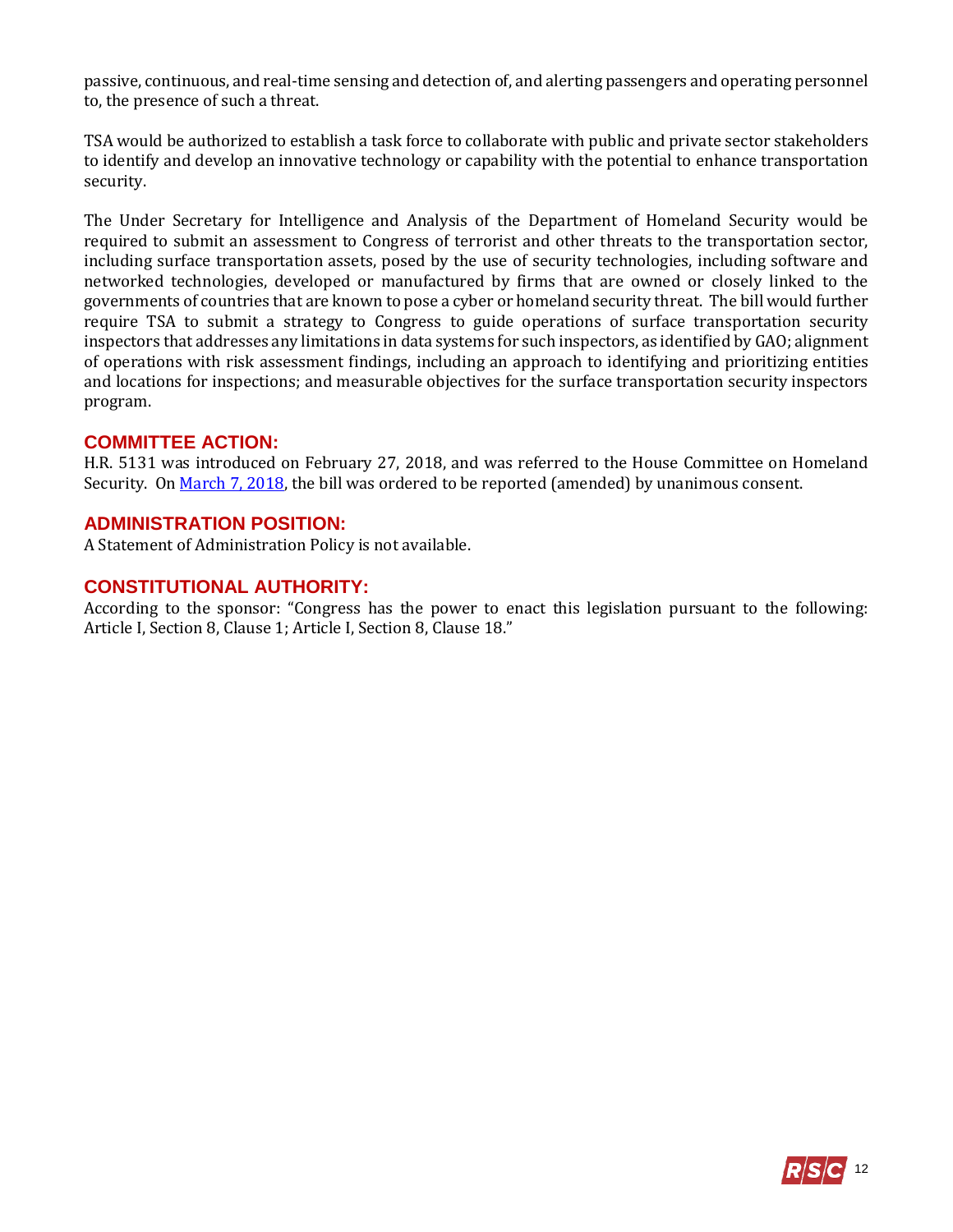passive, continuous, and real-time sensing and detection of, and alerting passengers and operating personnel to, the presence of such a threat.

TSA would be authorized to establish a task force to collaborate with public and private sector stakeholders to identify and develop an innovative technology or capability with the potential to enhance transportation security.

The Under Secretary for Intelligence and Analysis of the Department of Homeland Security would be required to submit an assessment to Congress of terrorist and other threats to the transportation sector, including surface transportation assets, posed by the use of security technologies, including software and networked technologies, developed or manufactured by firms that are owned or closely linked to the governments of countries that are known to pose a cyber or homeland security threat. The bill would further require TSA to submit a strategy to Congress to guide operations of surface transportation security inspectors that addresses any limitations in data systems for such inspectors, as identified by GAO; alignment of operations with risk assessment findings, including an approach to identifying and prioritizing entities and locations for inspections; and measurable objectives for the surface transportation security inspectors program.

## COMMITTEE ACTION:

H.R. 5131 was introduced on February 27, 2018, and was referred to the House Committee on Homeland Security. On March 7, 2018, the bill was ordered to be reported (amended) by unanimous consent.

## ADMINISTRATION POSITION:

A Statement of Administration Policy is not available.

## CONSTITUTIONAL AUTHORITY:

According to the sponsor: "Congress has the power to enact this legislation pursuant to the following: Article I, Section 8, Clause 1; Article I, Section 8, Clause 18."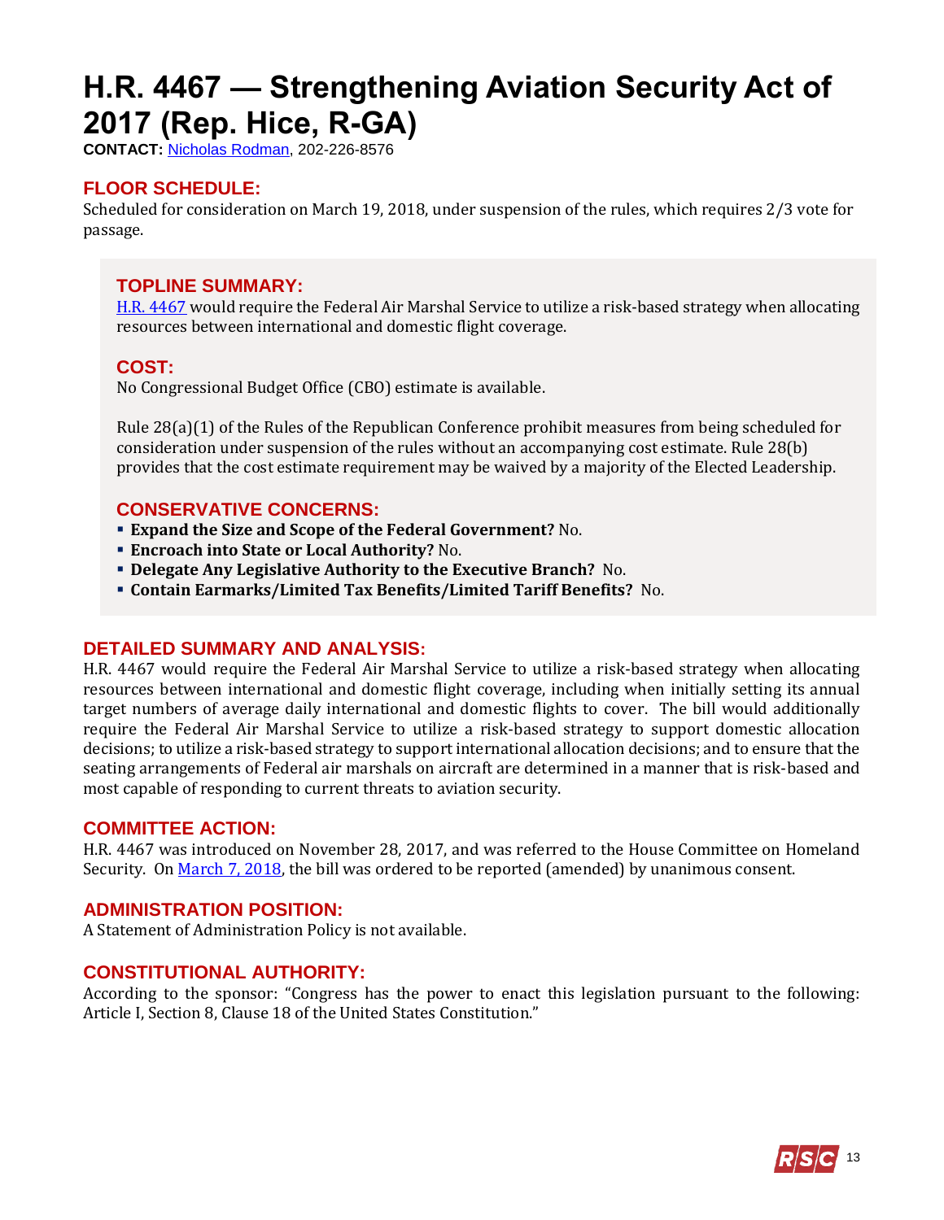# H.R. 4467 — Strengthening Aviation Security Act of 2017 (Rep. Hice, R-GA)

**CONTACT:** Nicholas Rodman, 202-226-8576

## FLOOR SCHEDULE:

Scheduled for consideration on March 19, 2018, under suspension of the rules, which requires 2/3 vote for passage.

## TOPLINE SUMMARY:

H.R. 4467 would require the Federal Air Marshal Service to utilize a risk-based strategy when allocating resources between international and domestic flight coverage.

## COST:

No Congressional Budget Office (CBO) estimate is available.

Rule 28(a)(1) of the Rules of the Republican Conference prohibit measures from being scheduled for consideration under suspension of the rules without an accompanying cost estimate. Rule 28(b) provides that the cost estimate requirement may be waived by a majority of the Elected Leadership.

## CONSERVATIVE CONCERNS:

- **Expand the Size and Scope of the Federal Government?** No.
- **Encroach into State or Local Authority?** No.
- **Delegate Any Legislative Authority to the Executive Branch?** No.
- **Contain Earmarks/Limited Tax Benefits/Limited Tariff Benefits?** No.

## DETAILED SUMMARY AND ANALYSIS:

H.R. 4467 would require the Federal Air Marshal Service to utilize a risk-based strategy when allocating resources between international and domestic flight coverage, including when initially setting its annual target numbers of average daily international and domestic flights to cover. The bill would additionally require the Federal Air Marshal Service to utilize a risk-based strategy to support domestic allocation decisions; to utilize a risk-based strategy to support international allocation decisions; and to ensure that the seating arrangements of Federal air marshals on aircraft are determined in a manner that is risk-based and most capable of responding to current threats to aviation security.

## COMMITTEE ACTION:

H.R. 4467 was introduced on November 28, 2017, and was referred to the House Committee on Homeland Security. On March 7, 2018, the bill was ordered to be reported (amended) by unanimous consent.

## ADMINISTRATION POSITION:

A Statement of Administration Policy is not available.

## CONSTITUTIONAL AUTHORITY:

According to the sponsor: "Congress has the power to enact this legislation pursuant to the following: Article I, Section 8, Clause 18 of the United States Constitution."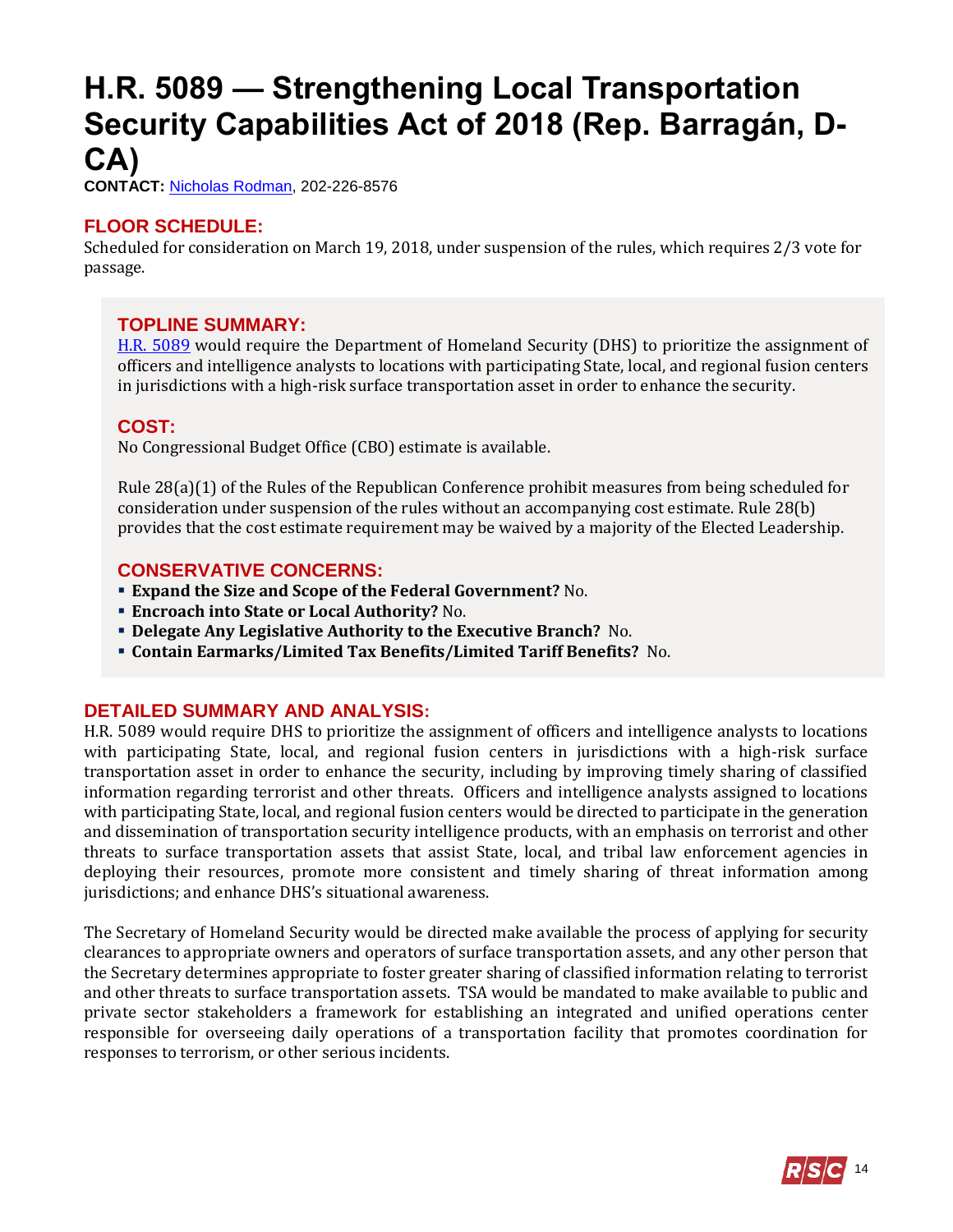# H.R. 5089 — Strengthening Local Transportation Security Capabilities Act of 2018 (Rep. Barragán, D-CA)

**CONTACT:** Nicholas Rodman, 202-226-8576

## FLOOR SCHEDULE:

Scheduled for consideration on March 19, 2018, under suspension of the rules, which requires 2/3 vote for passage.

## TOPLINE SUMMARY:

H.R. 5089 would require the Department of Homeland Security (DHS) to prioritize the assignment of officers and intelligence analysts to locations with participating State, local, and regional fusion centers in jurisdictions with a high-risk surface transportation asset in order to enhance the security.

## COST:

No Congressional Budget Office (CBO) estimate is available.

Rule 28(a)(1) of the Rules of the Republican Conference prohibit measures from being scheduled for consideration under suspension of the rules without an accompanying cost estimate. Rule 28(b) provides that the cost estimate requirement may be waived by a majority of the Elected Leadership.

## CONSERVATIVE CONCERNS:

- **Expand the Size and Scope of the Federal Government?** No.
- **Encroach into State or Local Authority?** No.
- **Delegate Any Legislative Authority to the Executive Branch?** No.
- **Contain Earmarks/Limited Tax Benefits/Limited Tariff Benefits?** No.

## DETAILED SUMMARY AND ANALYSIS:

H.R. 5089 would require DHS to prioritize the assignment of officers and intelligence analysts to locations with participating State, local, and regional fusion centers in jurisdictions with a high-risk surface transportation asset in order to enhance the security, including by improving timely sharing of classified information regarding terrorist and other threats. Officers and intelligence analysts assigned to locations with participating State, local, and regional fusion centers would be directed to participate in the generation and dissemination of transportation security intelligence products, with an emphasis on terrorist and other threats to surface transportation assets that assist State, local, and tribal law enforcement agencies in deploying their resources, promote more consistent and timely sharing of threat information among jurisdictions; and enhance DHS's situational awareness.

The Secretary of Homeland Security would be directed make available the process of applying for security clearances to appropriate owners and operators of surface transportation assets, and any other person that the Secretary determines appropriate to foster greater sharing of classified information relating to terrorist and other threats to surface transportation assets. TSA would be mandated to make available to public and private sector stakeholders a framework for establishing an integrated and unified operations center responsible for overseeing daily operations of a transportation facility that promotes coordination for responses to terrorism, or other serious incidents.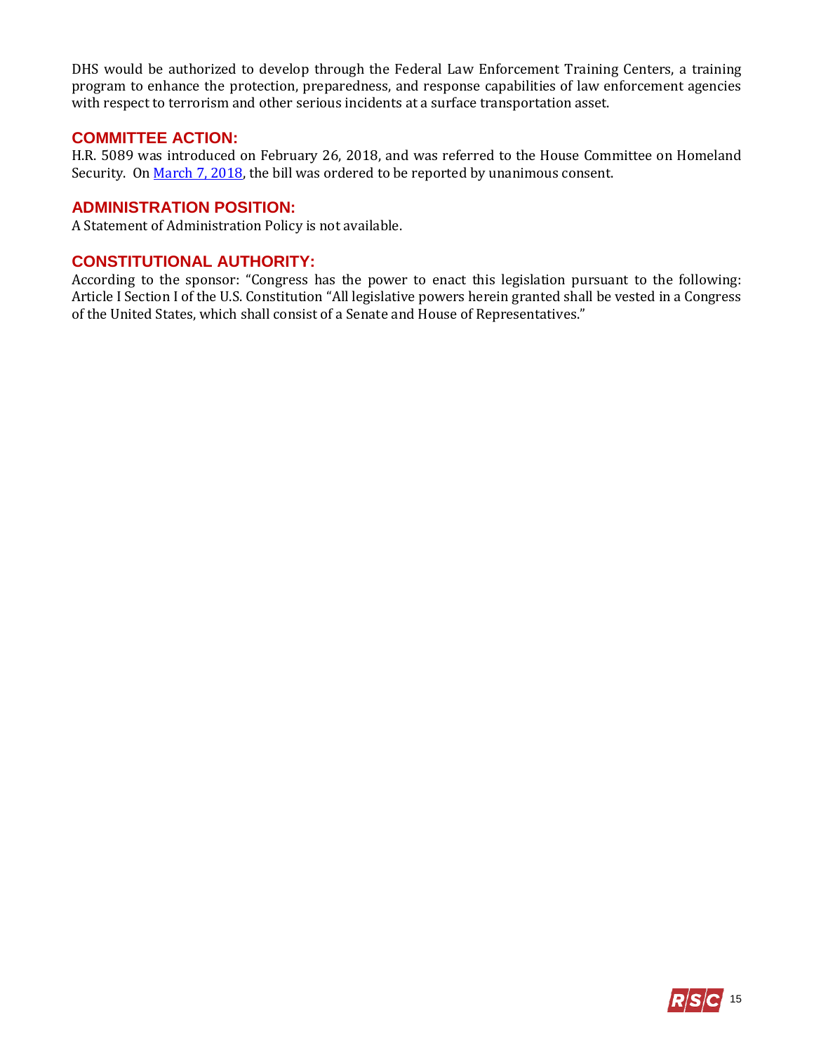DHS would be authorized to develop through the Federal Law Enforcement Training Centers, a training program to enhance the protection, preparedness, and response capabilities of law enforcement agencies with respect to terrorism and other serious incidents at a surface transportation asset.

## COMMITTEE ACTION:

H.R. 5089 was introduced on February 26, 2018, and was referred to the House Committee on Homeland Security. On March 7, 2018, the bill was ordered to be reported by unanimous consent.

## ADMINISTRATION POSITION:

A Statement of Administration Policy is not available.

## CONSTITUTIONAL AUTHORITY:

According to the sponsor: "Congress has the power to enact this legislation pursuant to the following: Article I Section I of the U.S. Constitution "All legislative powers herein granted shall be vested in a Congress of the United States, which shall consist of a Senate and House of Representatives."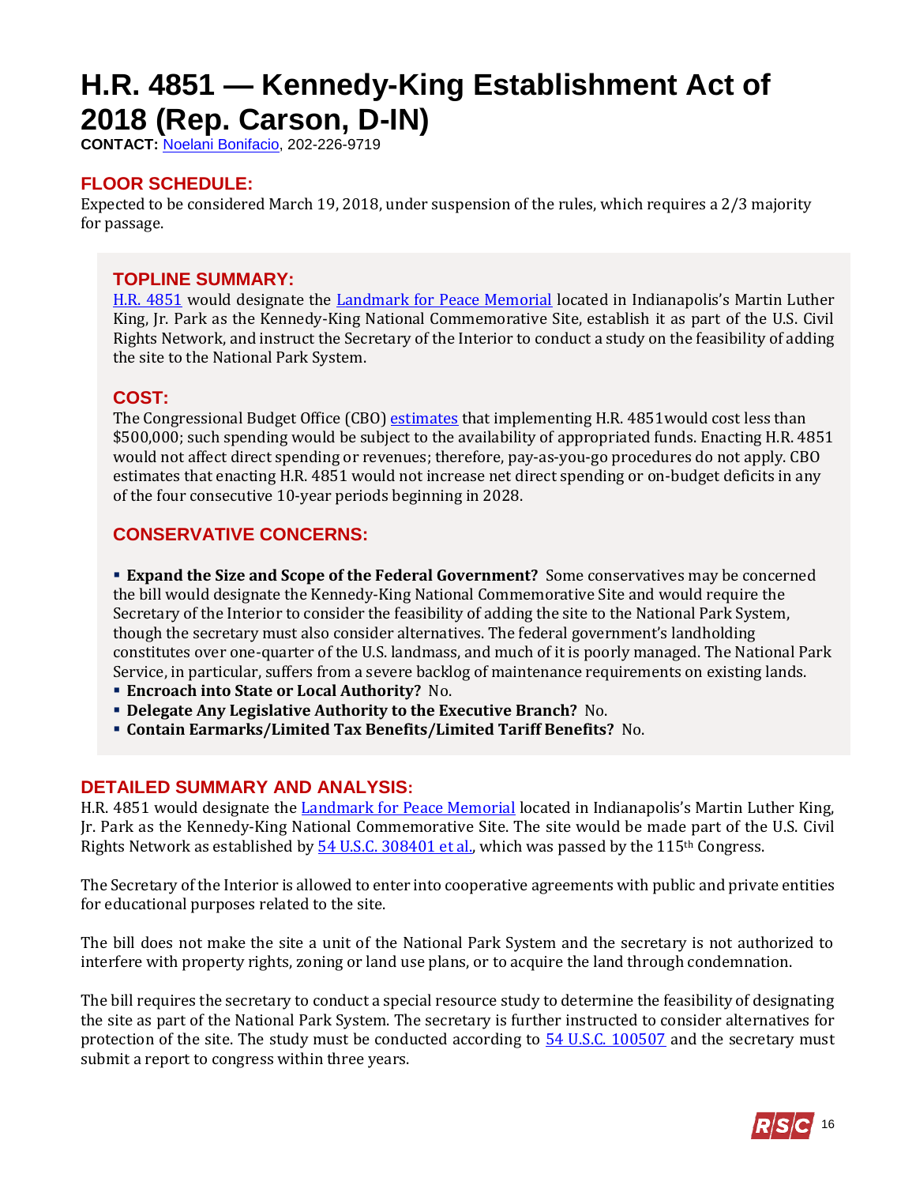# H.R. 4851 — Kennedy-King Establishment Act of 2018 (Rep. Carson, D-IN)

**CONTACT:** Noelani Bonifacio, 202-226-9719

## FLOOR SCHEDULE:

Expected to be considered March 19, 2018, under suspension of the rules, which requires a 2/3 majority for passage.

## TOPLINE SUMMARY:

H.R. 4851 would designate the Landmark for Peace Memorial located in Indianapolis's Martin Luther King, Jr. Park as the Kennedy-King National Commemorative Site, establish it as part of the U.S. Civil Rights Network, and instruct the Secretary of the Interior to conduct a study on the feasibility of adding the site to the National Park System.

## COST:

The Congressional Budget Office (CBO) estimates that implementing H.R. 4851would cost less than $500,000; such spending would be subject to the availability of appropriated funds. Enacting H.R. 4851 would not affect direct spending or revenues; therefore, pay-as-you-go procedures do not apply. CBO estimates that enacting H.R. 4851 would not increase net direct spending or on-budget deficits in any of the four consecutive 10-year periods beginning in 2028.

## CONSERVATIVE CONCERNS:

- **Expand the Size and Scope of the Federal Government?** Some conservatives may be concerned the bill would designate the Kennedy-King National Commemorative Site and would require the Secretary of the Interior to consider the feasibility of adding the site to the National Park System, though the secretary must also consider alternatives. The federal government's landholding constitutes over one-quarter of the U.S. landmass, and much of it is poorly managed. The National Park Service, in particular, suffers from a severe backlog of maintenance requirements on existing lands.
- **Encroach into State or Local Authority?** No.
- **Delegate Any Legislative Authority to the Executive Branch?** No.
- **Contain Earmarks/Limited Tax Benefits/Limited Tariff Benefits?** No.

## DETAILED SUMMARY AND ANALYSIS:

H.R. 4851 would designate the Landmark for Peace Memorial located in Indianapolis's Martin Luther King, Jr. Park as the Kennedy-King National Commemorative Site. The site would be made part of the U.S. Civil Rights Network as established by 54 U.S.C. 308401 et al., which was passed by the 115th Congress.

The Secretary of the Interior is allowed to enter into cooperative agreements with public and private entities for educational purposes related to the site.

The bill does not make the site a unit of the National Park System and the secretary is not authorized to interfere with property rights, zoning or land use plans, or to acquire the land through condemnation.

The bill requires the secretary to conduct a special resource study to determine the feasibility of designating the site as part of the National Park System. The secretary is further instructed to consider alternatives for protection of the site. The study must be conducted according to 54 U.S.C. 100507 and the secretary must submit a report to congress within three years.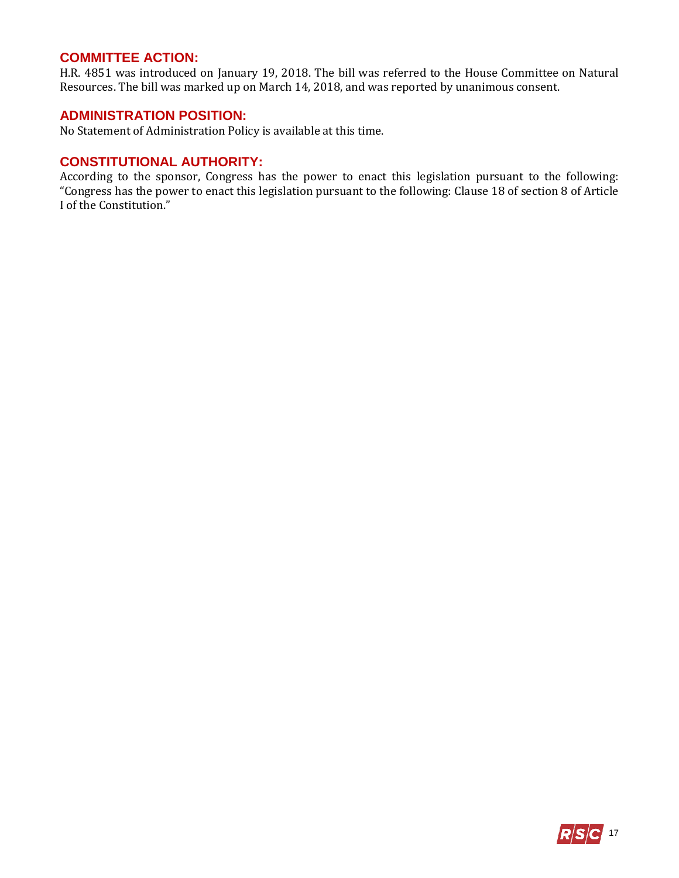## COMMITTEE ACTION:

H.R. 4851 was introduced on January 19, 2018. The bill was referred to the House Committee on Natural Resources. The bill was marked up on March 14, 2018, and was reported by unanimous consent.

## ADMINISTRATION POSITION:

No Statement of Administration Policy is available at this time.

## CONSTITUTIONAL AUTHORITY:

According to the sponsor, Congress has the power to enact this legislation pursuant to the following: "Congress has the power to enact this legislation pursuant to the following: Clause 18 of section 8 of Article I of the Constitution."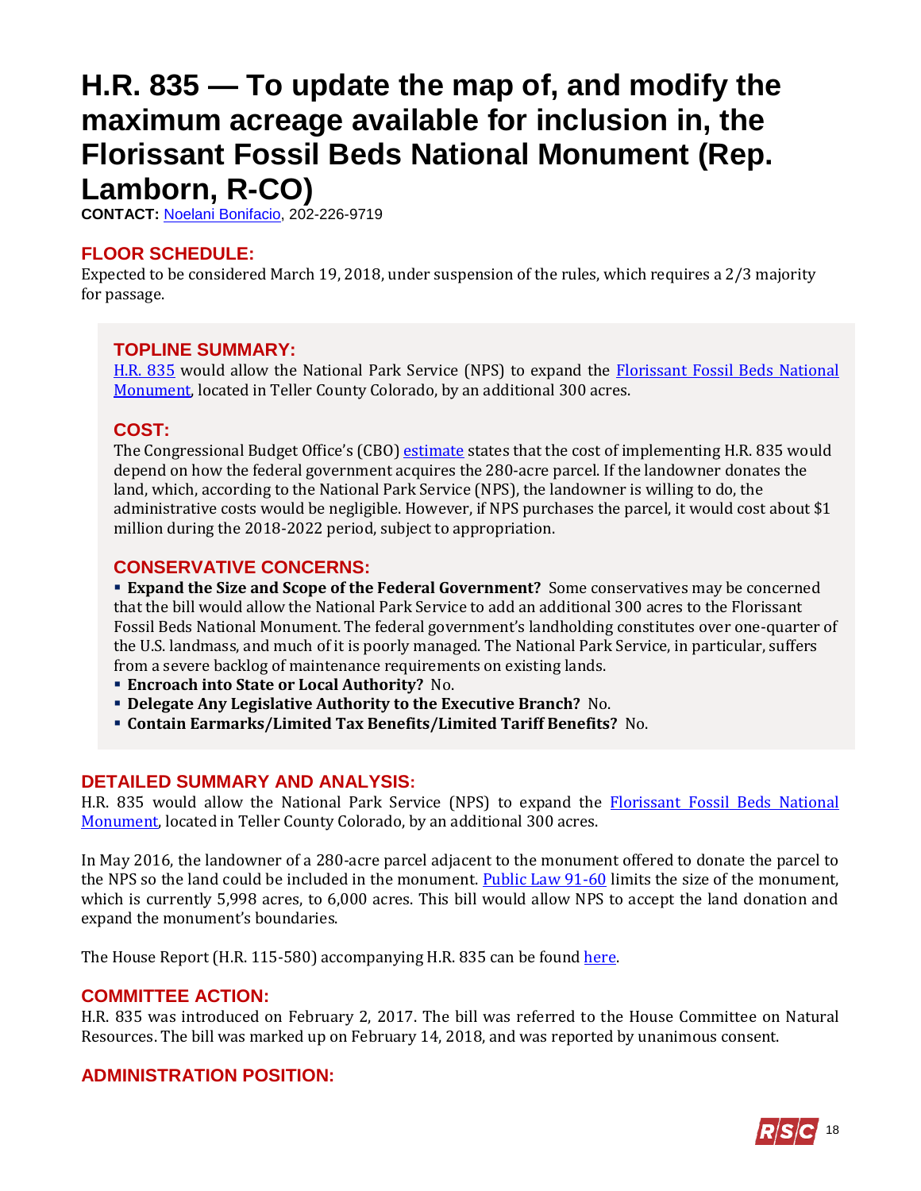# H.R. 835 — To update the map of, and modify the maximum acreage available for inclusion in, the Florissant Fossil Beds National Monument (Rep. Lamborn, R-CO)

**CONTACT:** Noelani Bonifacio, 202-226-9719

## FLOOR SCHEDULE:

Expected to be considered March 19, 2018, under suspension of the rules, which requires a 2/3 majority for passage.

## TOPLINE SUMMARY:

H.R. 835 would allow the National Park Service (NPS) to expand the Florissant Fossil Beds National Monument, located in Teller County Colorado, by an additional 300 acres.

## COST:

The Congressional Budget Office's (CBO) estimate states that the cost of implementing H.R. 835 would depend on how the federal government acquires the 280-acre parcel. If the landowner donates the land, which, according to the National Park Service (NPS), the landowner is willing to do, the administrative costs would be negligible. However, if NPS purchases the parcel, it would cost about $1 million during the 2018-2022 period, subject to appropriation.

## CONSERVATIVE CONCERNS:

- **Expand the Size and Scope of the Federal Government?** Some conservatives may be concerned that the bill would allow the National Park Service to add an additional 300 acres to the Florissant Fossil Beds National Monument. The federal government's landholding constitutes over one-quarter of the U.S. landmass, and much of it is poorly managed. The National Park Service, in particular, suffers from a severe backlog of maintenance requirements on existing lands.
- **Encroach into State or Local Authority?** No.
- **Delegate Any Legislative Authority to the Executive Branch?** No.
- **Contain Earmarks/Limited Tax Benefits/Limited Tariff Benefits?** No.

## DETAILED SUMMARY AND ANALYSIS:

H.R. 835 would allow the National Park Service (NPS) to expand the Florissant Fossil Beds National Monument, located in Teller County Colorado, by an additional 300 acres.

In May 2016, the landowner of a 280-acre parcel adjacent to the monument offered to donate the parcel to the NPS so the land could be included in the monument. Public Law 91-60 limits the size of the monument, which is currently 5,998 acres, to 6,000 acres. This bill would allow NPS to accept the land donation and expand the monument's boundaries.

The House Report (H.R. 115-580) accompanying H.R. 835 can be found here.

## COMMITTEE ACTION:

H.R. 835 was introduced on February 2, 2017. The bill was referred to the House Committee on Natural Resources. The bill was marked up on February 14, 2018, and was reported by unanimous consent.

## ADMINISTRATION POSITION: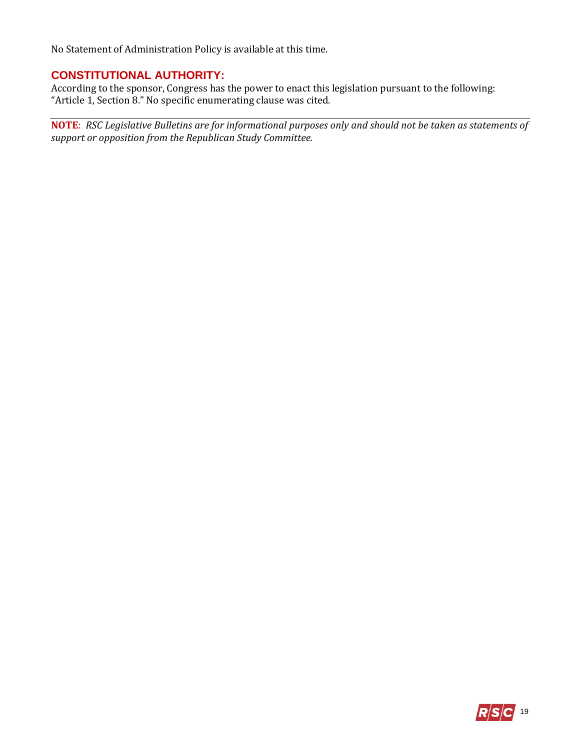No Statement of Administration Policy is available at this time.

## CONSTITUTIONAL AUTHORITY:

According to the sponsor, Congress has the power to enact this legislation pursuant to the following: "Article 1, Section 8." No specific enumerating clause was cited.

---

**NOTE**: *RSC Legislative Bulletins are for informational purposes only and should not be taken as statements of support or opposition from the Republican Study Committee.*